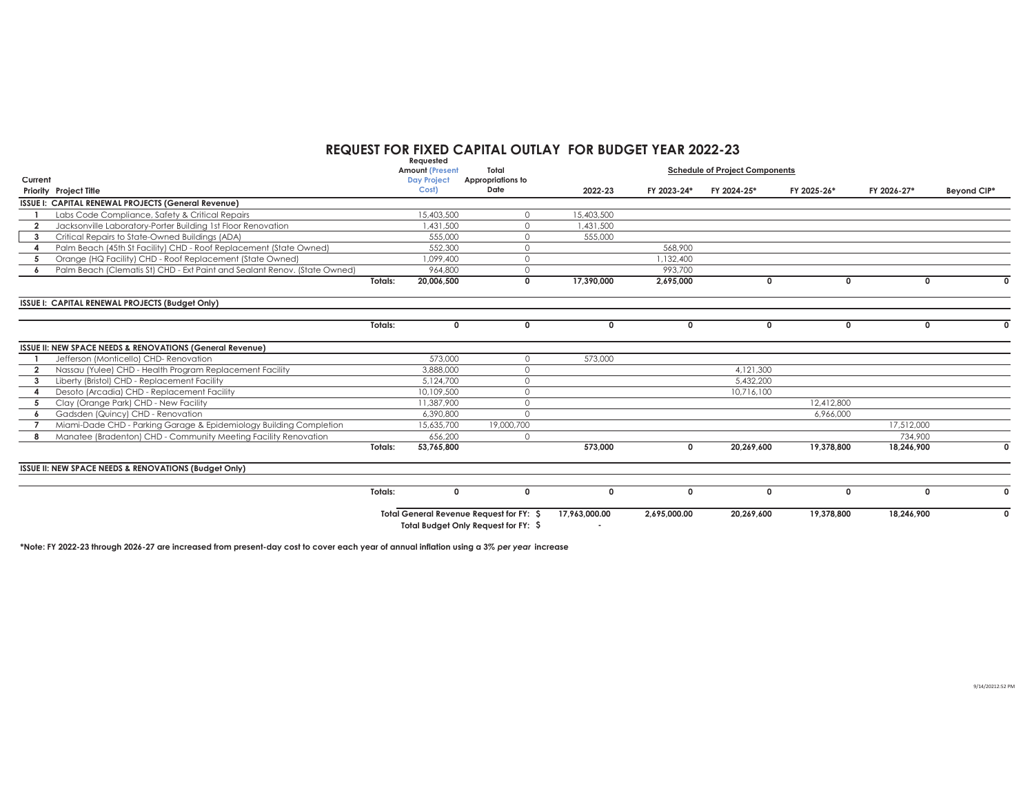# REQUEST FOR FIXED CAPITAL OUTLAY FOR BUDGET YEAR 2022-23

| Current Priority | Project Title | | Requested Amount (Present Day Project Cost) | Total Appropriations to Date | 2022-23 | FY 2023-24* | FY 2024-25* | FY 2025-26* | FY 2026-27* | Beyond CIP* |
|---|---|---|---|---|---|---|---|---|---|---|
| | | | | | Schedule of Project Components | | | | | |
| **ISSUE I: CAPITAL RENEWAL PROJECTS (General Revenue)** | | | | | | | | | | |
| 1 | Labs Code Compliance, Safety & Critical Repairs | | 15,403,500 | 0 | 15,403,500 | | | | | |
| 2 | Jacksonville Laboratory-Porter Building 1st Floor Renovation | | 1,431,500 | 0 | 1,431,500 | | | | | |
| 3 | Critical Repairs to State-Owned Buildings (ADA) | | 555,000 | 0 | 555,000 | | | | | |
| 4 | Palm Beach (45th St Facility) CHD - Roof Replacement (State Owned) | | 552,300 | 0 | | 568,900 | | | | |
| 5 | Orange (HQ Facility) CHD - Roof Replacement (State Owned) | | 1,099,400 | 0 | | 1,132,400 | | | | |
| 6 | Palm Beach (Clematis St) CHD - Ext Paint and Sealant Renov. (State Owned) | | 964,800 | 0 | | 993,700 | | | | |
| | | **Totals:** | **20,006,500** | **0** | **17,390,000** | **2,695,000** | **0** | **0** | **0** | **0** |
| **ISSUE I: CAPITAL RENEWAL PROJECTS (Budget Only)** | | | | | | | | | | |
| | | **Totals:** | **0** | **0** | **0** | **0** | **0** | **0** | **0** | **0** |
| **ISSUE II: NEW SPACE NEEDS & RENOVATIONS (General Revenue)** | | | | | | | | | | |
| 1 | Jefferson (Monticello) CHD- Renovation | | 573,000 | 0 | 573,000 | | | | | |
| 2 | Nassau (Yulee) CHD - Health Program Replacement Facility | | 3,888,000 | 0 | | | 4,121,300 | | | |
| 3 | Liberty (Bristol) CHD - Replacement Facility | | 5,124,700 | 0 | | | 5,432,200 | | | |
| 4 | Desoto (Arcadia) CHD - Replacement Facility | | 10,109,500 | 0 | | | 10,716,100 | | | |
| 5 | Clay (Orange Park) CHD - New Facility | | 11,387,900 | 0 | | | | 12,412,800 | | |
| 6 | Gadsden (Quincy) CHD - Renovation | | 6,390,800 | 0 | | | | 6,966,000 | | |
| 7 | Miami-Dade CHD - Parking Garage & Epidemiology Building Completion | | 15,635,700 | 19,000,700 | | | | | 17,512,000 | |
| 8 | Manatee (Bradenton) CHD - Community Meeting Facility Renovation | | 656,200 | 0 | | | | | 734,900 | |
| | | **Totals:** | **53,765,800** | | **573,000** | **0** | **20,269,600** | **19,378,800** | **18,246,900** | **0** |
| **ISSUE II: NEW SPACE NEEDS & RENOVATIONS (Budget Only)** | | | | | | | | | | |
| | | **Totals:** | **0** | **0** | **0** | **0** | **0** | **0** | **0** | **0** |
| | | | **Total General Revenue Request for FY: $** | | **17,963,000.00** | **2,695,000.00** | **20,269,600** | **19,378,800** | **18,246,900** | **0** |
| | | | **Total Budget Only Request for FY: $** | | - | | | | | |

**\*Note: FY 2022-23 through 2026-27 are increased from present-day cost to cover each year of annual inflation using a 3% *per year* increase**

9/14/20212:52 PM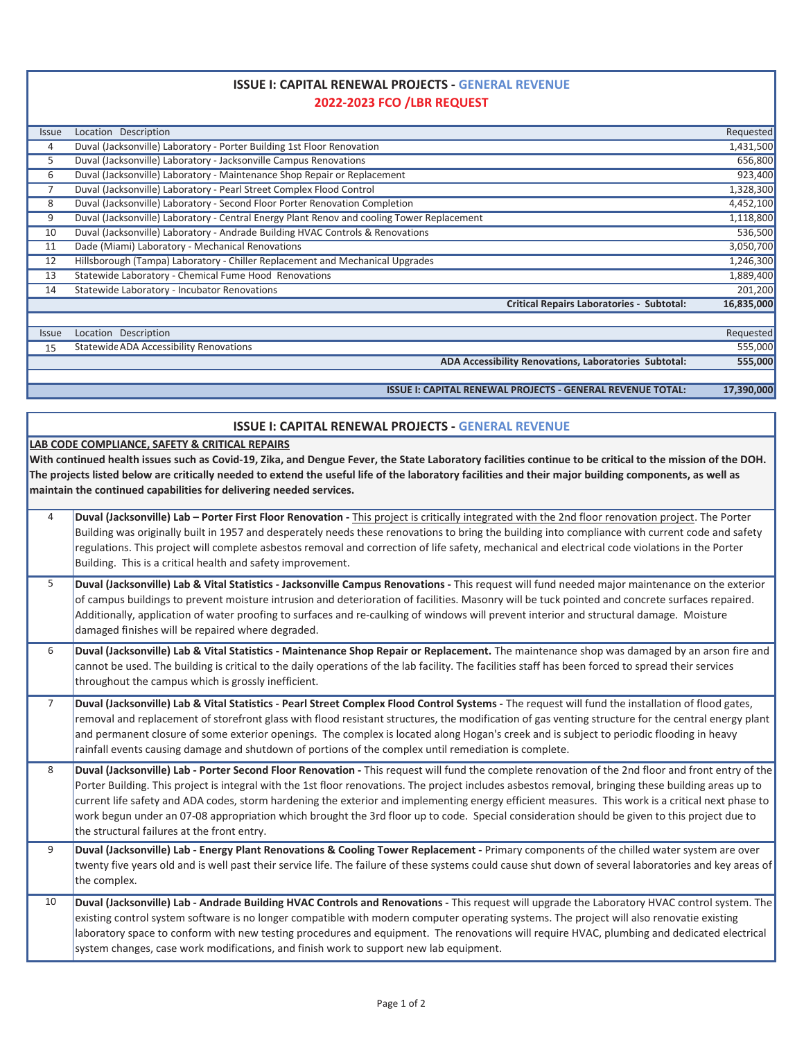## ISSUE I: CAPITAL RENEWAL PROJECTS - GENERAL REVENUE

### 2022-2023 FCO /LBR REQUEST

| Issue | Location Description | Requested |
|---|---|---|
| 4 | Duval (Jacksonville) Laboratory - Porter Building 1st Floor Renovation | 1,431,500 |
| 5 | Duval (Jacksonville) Laboratory - Jacksonville Campus Renovations | 656,800 |
| 6 | Duval (Jacksonville) Laboratory - Maintenance Shop Repair or Replacement | 923,400 |
| 7 | Duval (Jacksonville) Laboratory - Pearl Street Complex Flood Control | 1,328,300 |
| 8 | Duval (Jacksonville) Laboratory - Second Floor Porter Renovation Completion | 4,452,100 |
| 9 | Duval (Jacksonville) Laboratory - Central Energy Plant Renov and cooling Tower Replacement | 1,118,800 |
| 10 | Duval (Jacksonville) Laboratory - Andrade Building HVAC Controls & Renovations | 536,500 |
| 11 | Dade (Miami) Laboratory - Mechanical Renovations | 3,050,700 |
| 12 | Hillsborough (Tampa) Laboratory - Chiller Replacement and Mechanical Upgrades | 1,246,300 |
| 13 | Statewide Laboratory - Chemical Fume Hood Renovations | 1,889,400 |
| 14 | Statewide Laboratory - Incubator Renovations | 201,200 |
| | **Critical Repairs Laboratories - Subtotal:** | **16,835,000** |

| Issue | Location Description | Requested |
|---|---|---|
| 15 | Statewide ADA Accessibility Renovations | 555,000 |
| | **ADA Accessibility Renovations, Laboratories Subtotal:** | **555,000** |
| | **ISSUE I: CAPITAL RENEWAL PROJECTS - GENERAL REVENUE TOTAL:** | **17,390,000** |

## ISSUE I: CAPITAL RENEWAL PROJECTS - GENERAL REVENUE

**LAB CODE COMPLIANCE, SAFETY & CRITICAL REPAIRS**

**With continued health issues such as Covid-19, Zika, and Dengue Fever, the State Laboratory facilities continue to be critical to the mission of the DOH. The projects listed below are critically needed to extend the useful life of the laboratory facilities and their major building components, as well as maintain the continued capabilities for delivering needed services.**

| | |
|---|---|
| 4 | **Duval (Jacksonville) Lab – Porter First Floor Renovation -** This project is critically integrated with the 2nd floor renovation project. The Porter Building was originally built in 1957 and desperately needs these renovations to bring the building into compliance with current code and safety regulations. This project will complete asbestos removal and correction of life safety, mechanical and electrical code violations in the Porter Building. This is a critical health and safety improvement. |
| 5 | **Duval (Jacksonville) Lab & Vital Statistics - Jacksonville Campus Renovations -** This request will fund needed major maintenance on the exterior of campus buildings to prevent moisture intrusion and deterioration of facilities. Masonry will be tuck pointed and concrete surfaces repaired. Additionally, application of water proofing to surfaces and re-caulking of windows will prevent interior and structural damage. Moisture damaged finishes will be repaired where degraded. |
| 6 | **Duval (Jacksonville) Lab & Vital Statistics - Maintenance Shop Repair or Replacement.** The maintenance shop was damaged by an arson fire and cannot be used. The building is critical to the daily operations of the lab facility. The facilities staff has been forced to spread their services throughout the campus which is grossly inefficient. |
| 7 | **Duval (Jacksonville) Lab & Vital Statistics - Pearl Street Complex Flood Control Systems -** The request will fund the installation of flood gates, removal and replacement of storefront glass with flood resistant structures, the modification of gas venting structure for the central energy plant and permanent closure of some exterior openings. The complex is located along Hogan's creek and is subject to periodic flooding in heavy rainfall events causing damage and shutdown of portions of the complex until remediation is complete. |
| 8 | **Duval (Jacksonville) Lab - Porter Second Floor Renovation -** This request will fund the complete renovation of the 2nd floor and front entry of the Porter Building. This project is integral with the 1st floor renovations. The project includes asbestos removal, bringing these building areas up to current life safety and ADA codes, storm hardening the exterior and implementing energy efficient measures. This work is a critical next phase to work begun under an 07-08 appropriation which brought the 3rd floor up to code. Special consideration should be given to this project due to the structural failures at the front entry. |
| 9 | **Duval (Jacksonville) Lab - Energy Plant Renovations & Cooling Tower Replacement -** Primary components of the chilled water system are over twenty five years old and is well past their service life. The failure of these systems could cause shut down of several laboratories and key areas of the complex. |
| 10 | **Duval (Jacksonville) Lab - Andrade Building HVAC Controls and Renovations -** This request will upgrade the Laboratory HVAC control system. The existing control system software is no longer compatible with modern computer operating systems. The project will also renovatie existing laboratory space to conform with new testing procedures and equipment. The renovations will require HVAC, plumbing and dedicated electrical system changes, case work modifications, and finish work to support new lab equipment. |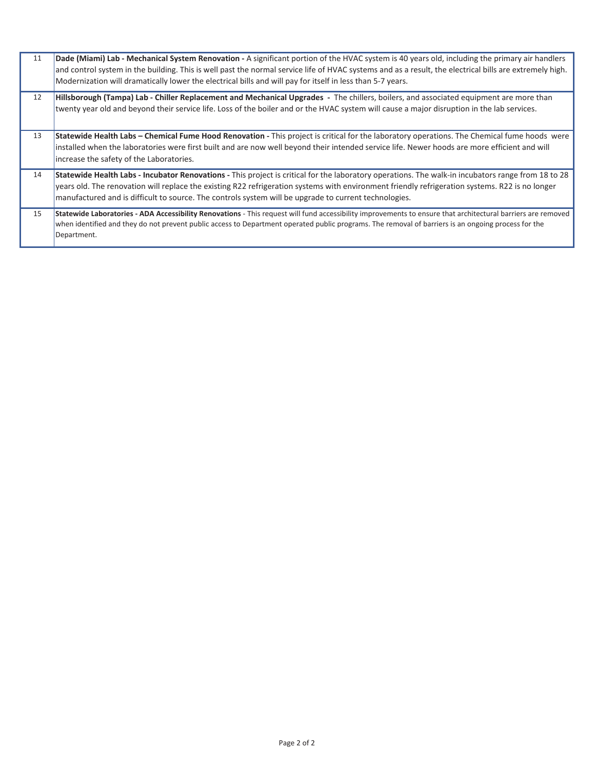| | |
|---|---|
| 11 | **Dade (Miami) Lab - Mechanical System Renovation -** A significant portion of the HVAC system is 40 years old, including the primary air handlers and control system in the building. This is well past the normal service life of HVAC systems and as a result, the electrical bills are extremely high. Modernization will dramatically lower the electrical bills and will pay for itself in less than 5-7 years. |
| 12 | **Hillsborough (Tampa) Lab - Chiller Replacement and Mechanical Upgrades -** The chillers, boilers, and associated equipment are more than twenty year old and beyond their service life. Loss of the boiler and or the HVAC system will cause a major disruption in the lab services. |
| 13 | **Statewide Health Labs – Chemical Fume Hood Renovation -** This project is critical for the laboratory operations. The Chemical fume hoods were installed when the laboratories were first built and are now well beyond their intended service life. Newer hoods are more efficient and will increase the safety of the Laboratories. |
| 14 | **Statewide Health Labs - Incubator Renovations -** This project is critical for the laboratory operations. The walk-in incubators range from 18 to 28 years old. The renovation will replace the existing R22 refrigeration systems with environment friendly refrigeration systems. R22 is no longer manufactured and is difficult to source. The controls system will be upgrade to current technologies. |
| 15 | **Statewide Laboratories - ADA Accessibility Renovations** - This request will fund accessibility improvements to ensure that architectural barriers are removed when identified and they do not prevent public access to Department operated public programs. The removal of barriers is an ongoing process for the Department. |